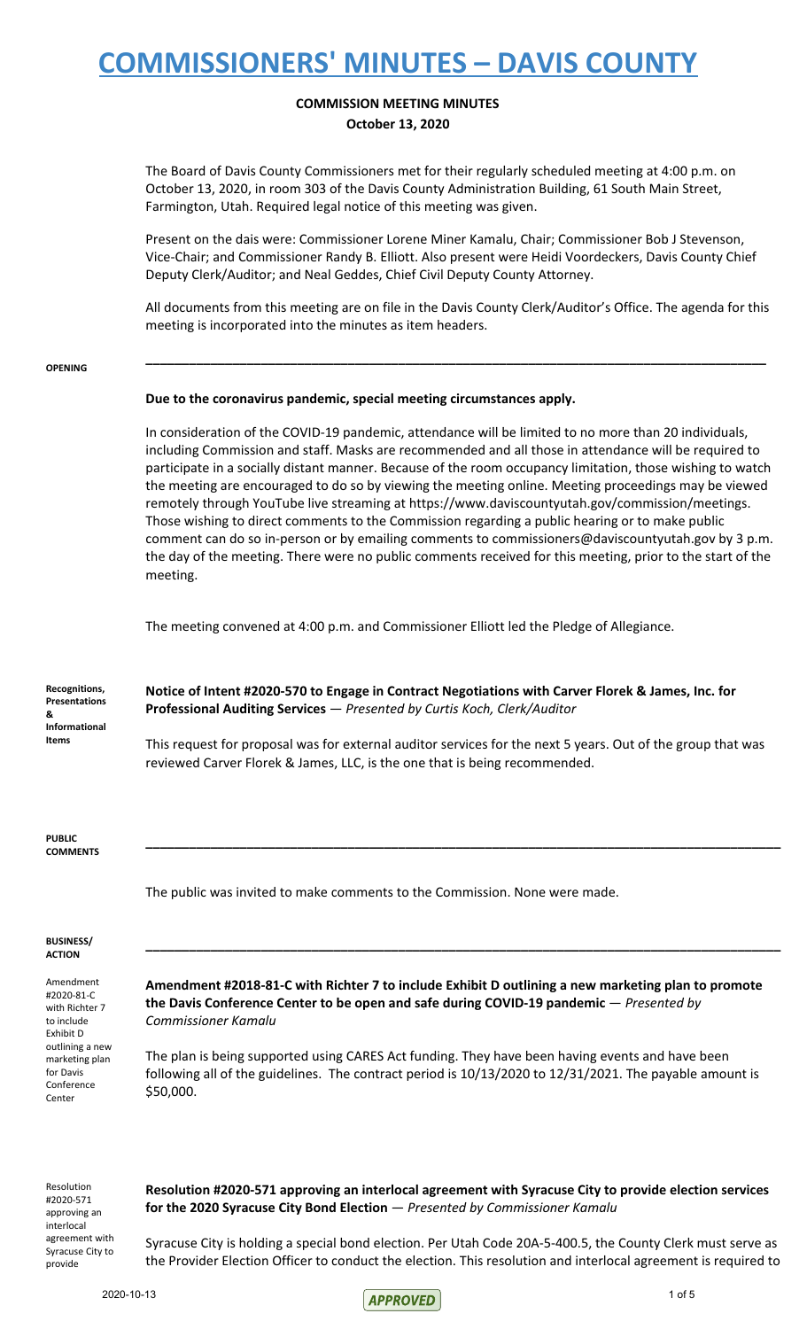# COMMISSIONERS' MINUTES – DAVIS COUNTY

## COMMISSION MEETING MINUTES
**October 13, 2020**

The Board of Davis County Commissioners met for their regularly scheduled meeting at 4:00 p.m. on October 13, 2020, in room 303 of the Davis County Administration Building, 61 South Main Street, Farmington, Utah. Required legal notice of this meeting was given.

Present on the dais were: Commissioner Lorene Miner Kamalu, Chair; Commissioner Bob J Stevenson, Vice-Chair; and Commissioner Randy B. Elliott. Also present were Heidi Voordeckers, Davis County Chief Deputy Clerk/Auditor; and Neal Geddes, Chief Civil Deputy County Attorney.

All documents from this meeting are on file in the Davis County Clerk/Auditor's Office. The agenda for this meeting is incorporated into the minutes as item headers.

---

**OPENING**

**Due to the coronavirus pandemic, special meeting circumstances apply.**

In consideration of the COVID-19 pandemic, attendance will be limited to no more than 20 individuals, including Commission and staff. Masks are recommended and all those in attendance will be required to participate in a socially distant manner. Because of the room occupancy limitation, those wishing to watch the meeting are encouraged to do so by viewing the meeting online. Meeting proceedings may be viewed remotely through YouTube live streaming at https://www.daviscountyutah.gov/commission/meetings. Those wishing to direct comments to the Commission regarding a public hearing or to make public comment can do so in-person or by emailing comments to commissioners@daviscountyutah.gov by 3 p.m. the day of the meeting. There were no public comments received for this meeting, prior to the start of the meeting.

The meeting convened at 4:00 p.m. and Commissioner Elliott led the Pledge of Allegiance.

**Recognitions, Presentations & Informational Items**

**Notice of Intent #2020-570 to Engage in Contract Negotiations with Carver Florek & James, Inc. for Professional Auditing Services** — *Presented by Curtis Koch, Clerk/Auditor*

This request for proposal was for external auditor services for the next 5 years. Out of the group that was reviewed Carver Florek & James, LLC, is the one that is being recommended.

---

**PUBLIC COMMENTS**

The public was invited to make comments to the Commission. None were made.

---

**BUSINESS/ ACTION**

*Amendment #2018-81-C with Richter 7 to include Exhibit D outlining a new marketing plan for Davis Conference Center*

**Amendment #2018-81-C with Richter 7 to include Exhibit D outlining a new marketing plan to promote the Davis Conference Center to be open and safe during COVID-19 pandemic** — *Presented by Commissioner Kamalu*

The plan is being supported using CARES Act funding. They have been having events and have been following all of the guidelines. The contract period is 10/13/2020 to 12/31/2021. The payable amount is $50,000.

*Resolution #2020-571 approving an interlocal agreement with Syracuse City to provide*

**Resolution #2020-571 approving an interlocal agreement with Syracuse City to provide election services for the 2020 Syracuse City Bond Election** — *Presented by Commissioner Kamalu*

Syracuse City is holding a special bond election. Per Utah Code 20A-5-400.5, the County Clerk must serve as the Provider Election Officer to conduct the election. This resolution and interlocal agreement is required to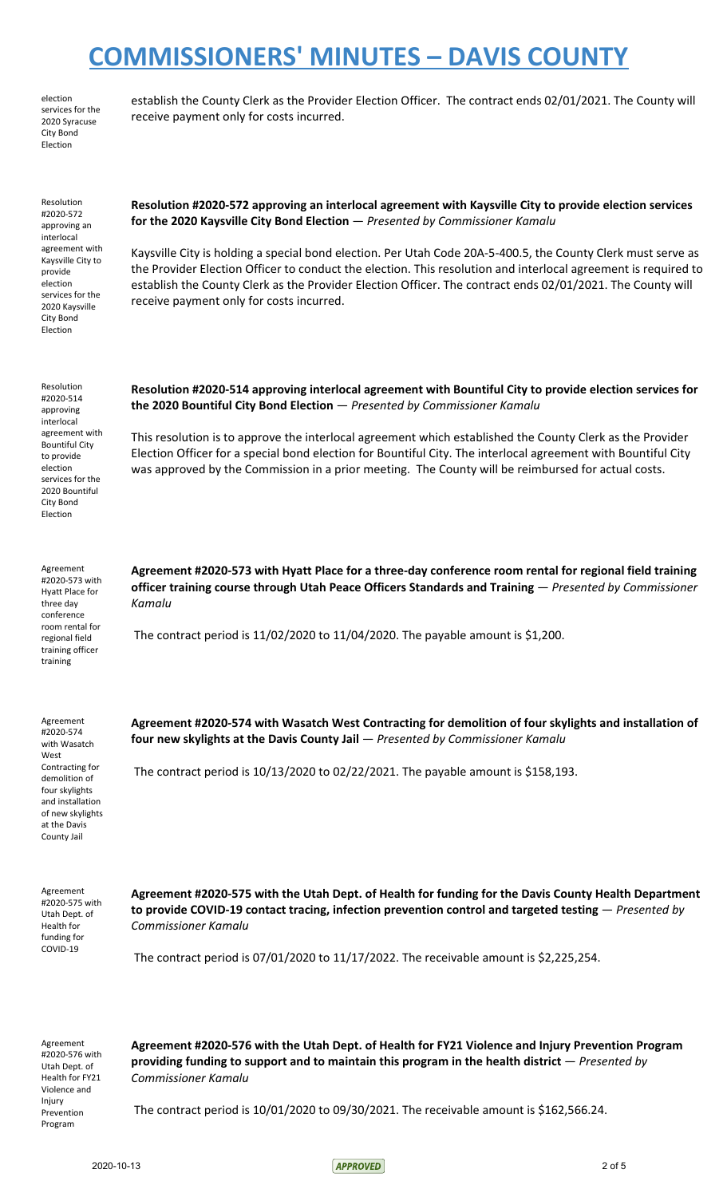election services for the 2020 Syracuse City Bond Election

establish the County Clerk as the Provider Election Officer. The contract ends 02/01/2021. The County will receive payment only for costs incurred.

Resolution #2020-572 approving an interlocal agreement with Kaysville City to provide election services for the 2020 Kaysville City Bond Election

**Resolution #2020-572 approving an interlocal agreement with Kaysville City to provide election services for the 2020 Kaysville City Bond Election** — *Presented by Commissioner Kamalu*

Kaysville City is holding a special bond election. Per Utah Code 20A-5-400.5, the County Clerk must serve as the Provider Election Officer to conduct the election. This resolution and interlocal agreement is required to establish the County Clerk as the Provider Election Officer. The contract ends 02/01/2021. The County will receive payment only for costs incurred.

Resolution #2020-514 approving interlocal agreement with Bountiful City to provide election services for the 2020 Bountiful City Bond Election

**Resolution #2020-514 approving interlocal agreement with Bountiful City to provide election services for the 2020 Bountiful City Bond Election** — *Presented by Commissioner Kamalu*

This resolution is to approve the interlocal agreement which established the County Clerk as the Provider Election Officer for a special bond election for Bountiful City. The interlocal agreement with Bountiful City was approved by the Commission in a prior meeting. The County will be reimbursed for actual costs.

Agreement #2020-573 with Hyatt Place for three day conference room rental for regional field training officer training

**Agreement #2020-573 with Hyatt Place for a three-day conference room rental for regional field training officer training course through Utah Peace Officers Standards and Training** — *Presented by Commissioner Kamalu*

The contract period is 11/02/2020 to 11/04/2020. The payable amount is $1,200.

Agreement #2020-574 with Wasatch West Contracting for demolition of four skylights and installation of new skylights at the Davis County Jail

**Agreement #2020-574 with Wasatch West Contracting for demolition of four skylights and installation of four new skylights at the Davis County Jail** — *Presented by Commissioner Kamalu*

The contract period is 10/13/2020 to 02/22/2021. The payable amount is $158,193.

Agreement #2020-575 with Utah Dept. of Health for funding for COVID-19

**Agreement #2020-575 with the Utah Dept. of Health for funding for the Davis County Health Department to provide COVID-19 contact tracing, infection prevention control and targeted testing** — *Presented by Commissioner Kamalu*

The contract period is 07/01/2020 to 11/17/2022. The receivable amount is $2,225,254.

Agreement #2020-576 with Utah Dept. of Health for FY21 Violence and Injury Prevention Program

**Agreement #2020-576 with the Utah Dept. of Health for FY21 Violence and Injury Prevention Program providing funding to support and to maintain this program in the health district** — *Presented by Commissioner Kamalu*

The contract period is 10/01/2020 to 09/30/2021. The receivable amount is $162,566.24.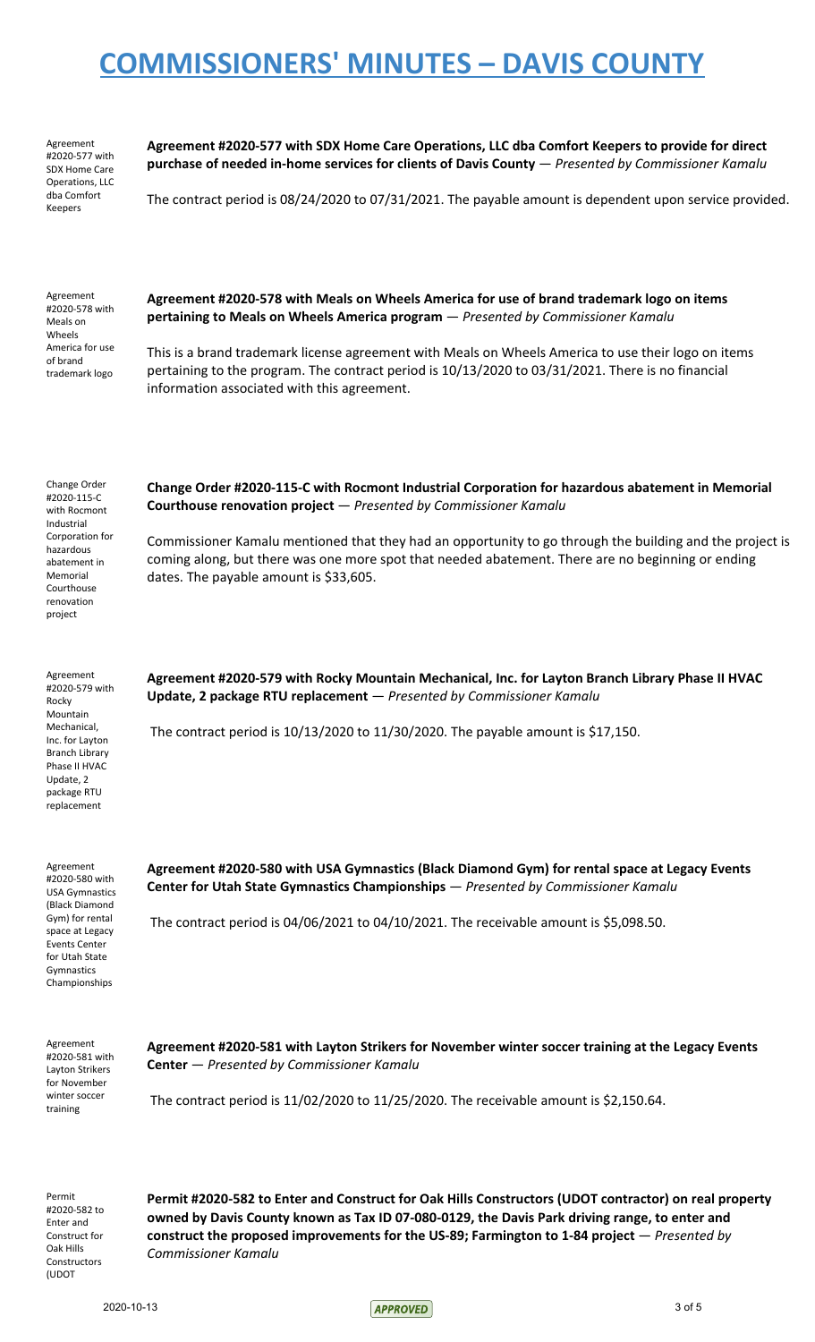# COMMISSIONERS' MINUTES – DAVIS COUNTY

Agreement #2020-577 with SDX Home Care Operations, LLC dba Comfort Keepers

**Agreement #2020-577 with SDX Home Care Operations, LLC dba Comfort Keepers to provide for direct purchase of needed in-home services for clients of Davis County** — *Presented by Commissioner Kamalu*

The contract period is 08/24/2020 to 07/31/2021. The payable amount is dependent upon service provided.

Agreement #2020-578 with Meals on Wheels America for use of brand trademark logo

**Agreement #2020-578 with Meals on Wheels America for use of brand trademark logo on items pertaining to Meals on Wheels America program** — *Presented by Commissioner Kamalu*

This is a brand trademark license agreement with Meals on Wheels America to use their logo on items pertaining to the program. The contract period is 10/13/2020 to 03/31/2021. There is no financial information associated with this agreement.

Change Order #2020-115-C with Rocmont Industrial Corporation for hazardous abatement in Memorial Courthouse renovation project

**Change Order #2020-115-C with Rocmont Industrial Corporation for hazardous abatement in Memorial Courthouse renovation project** — *Presented by Commissioner Kamalu*

Commissioner Kamalu mentioned that they had an opportunity to go through the building and the project is coming along, but there was one more spot that needed abatement. There are no beginning or ending dates. The payable amount is $33,605.

Agreement #2020-579 with Rocky Mountain Mechanical, Inc. for Layton Branch Library Phase II HVAC Update, 2 package RTU replacement

**Agreement #2020-579 with Rocky Mountain Mechanical, Inc. for Layton Branch Library Phase II HVAC Update, 2 package RTU replacement** — *Presented by Commissioner Kamalu*

The contract period is 10/13/2020 to 11/30/2020. The payable amount is $17,150.

Agreement #2020-580 with USA Gymnastics (Black Diamond Gym) for rental space at Legacy Events Center for Utah State Gymnastics Championships

**Agreement #2020-580 with USA Gymnastics (Black Diamond Gym) for rental space at Legacy Events Center for Utah State Gymnastics Championships** — *Presented by Commissioner Kamalu*

The contract period is 04/06/2021 to 04/10/2021. The receivable amount is $5,098.50.

Agreement #2020-581 with Layton Strikers for November winter soccer training

**Agreement #2020-581 with Layton Strikers for November winter soccer training at the Legacy Events Center** — *Presented by Commissioner Kamalu*

The contract period is 11/02/2020 to 11/25/2020. The receivable amount is $2,150.64.

Permit #2020-582 to Enter and Construct for Oak Hills Constructors (UDOT

**Permit #2020-582 to Enter and Construct for Oak Hills Constructors (UDOT contractor) on real property owned by Davis County known as Tax ID 07-080-0129, the Davis Park driving range, to enter and construct the proposed improvements for the US-89; Farmington to 1-84 project** — *Presented by Commissioner Kamalu*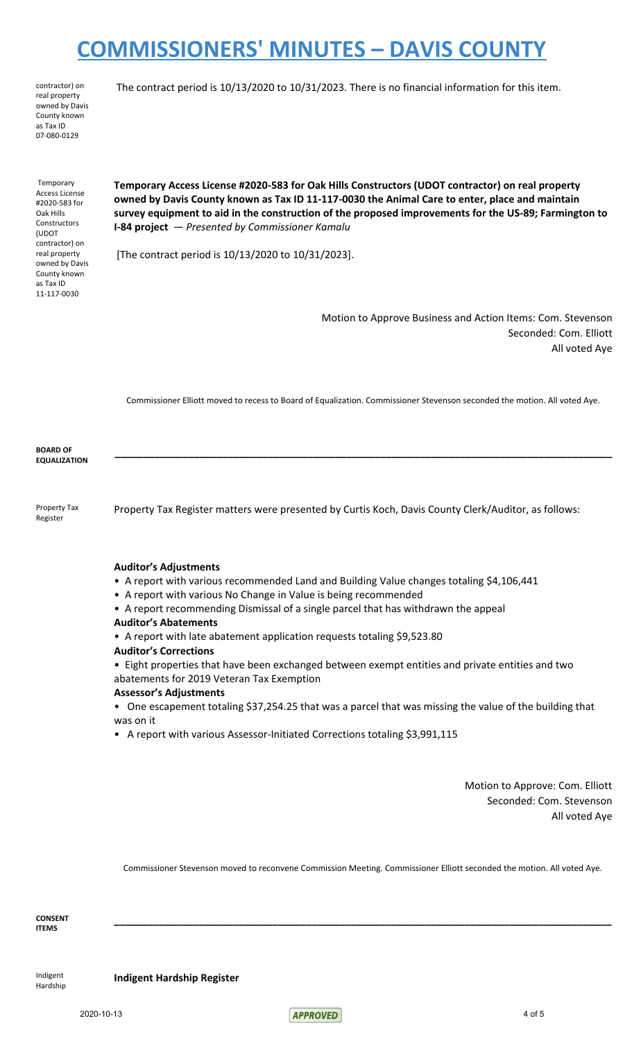contractor) on real property owned by Davis County known as Tax ID 07-080-0129

The contract period is 10/13/2020 to 10/31/2023. There is no financial information for this item.

Temporary Access License #2020-583 for Oak Hills Constructors (UDOT contractor) on real property owned by Davis County known as Tax ID 11-117-0030

**Temporary Access License #2020-583 for Oak Hills Constructors (UDOT contractor) on real property owned by Davis County known as Tax ID 11-117-0030 the Animal Care to enter, place and maintain survey equipment to aid in the construction of the proposed improvements for the US-89; Farmington to I-84 project** — *Presented by Commissioner Kamalu*

[The contract period is 10/13/2020 to 10/31/2023].

Motion to Approve Business and Action Items: Com. Stevenson
Seconded: Com. Elliott
All voted Aye

Commissioner Elliott moved to recess to Board of Equalization. Commissioner Stevenson seconded the motion. All voted Aye.

**BOARD OF EQUALIZATION**

---

Property Tax Register

Property Tax Register matters were presented by Curtis Koch, Davis County Clerk/Auditor, as follows:

**Auditor's Adjustments**

- A report with various recommended Land and Building Value changes totaling $4,106,441
- A report with various No Change in Value is being recommended
- A report recommending Dismissal of a single parcel that has withdrawn the appeal

**Auditor's Abatements**

- A report with late abatement application requests totaling $9,523.80

**Auditor's Corrections**

- Eight properties that have been exchanged between exempt entities and private entities and two abatements for 2019 Veteran Tax Exemption

**Assessor's Adjustments**

- One escapement totaling $37,254.25 that was a parcel that was missing the value of the building that was on it
- A report with various Assessor-Initiated Corrections totaling $3,991,115

Motion to Approve: Com. Elliott
Seconded: Com. Stevenson
All voted Aye

Commissioner Stevenson moved to reconvene Commission Meeting. Commissioner Elliott seconded the motion. All voted Aye.

**CONSENT ITEMS**

---

Indigent Hardship

**Indigent Hardship Register**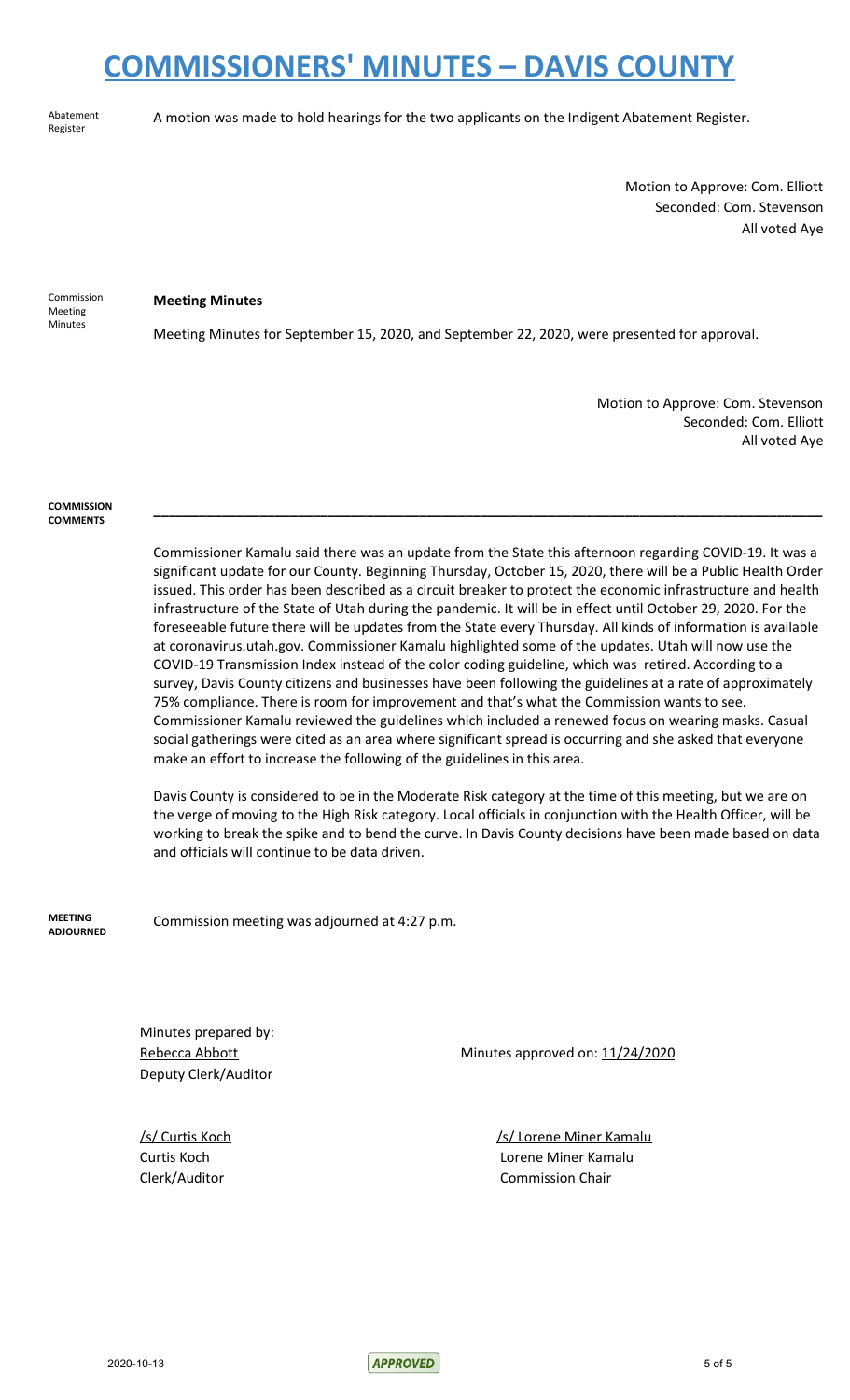Abatement Register

A motion was made to hold hearings for the two applicants on the Indigent Abatement Register.

Motion to Approve: Com. Elliott
Seconded: Com. Stevenson
All voted Aye

Commission Meeting Minutes

**Meeting Minutes**

Meeting Minutes for September 15, 2020, and September 22, 2020, were presented for approval.

Motion to Approve: Com. Stevenson
Seconded: Com. Elliott
All voted Aye

**COMMISSION COMMENTS**

---

Commissioner Kamalu said there was an update from the State this afternoon regarding COVID-19. It was a significant update for our County. Beginning Thursday, October 15, 2020, there will be a Public Health Order issued. This order has been described as a circuit breaker to protect the economic infrastructure and health infrastructure of the State of Utah during the pandemic. It will be in effect until October 29, 2020. For the foreseeable future there will be updates from the State every Thursday. All kinds of information is available at coronavirus.utah.gov. Commissioner Kamalu highlighted some of the updates. Utah will now use the COVID-19 Transmission Index instead of the color coding guideline, which was retired. According to a survey, Davis County citizens and businesses have been following the guidelines at a rate of approximately 75% compliance. There is room for improvement and that's what the Commission wants to see. Commissioner Kamalu reviewed the guidelines which included a renewed focus on wearing masks. Casual social gatherings were cited as an area where significant spread is occurring and she asked that everyone make an effort to increase the following of the guidelines in this area.

Davis County is considered to be in the Moderate Risk category at the time of this meeting, but we are on the verge of moving to the High Risk category. Local officials in conjunction with the Health Officer, will be working to break the spike and to bend the curve. In Davis County decisions have been made based on data and officials will continue to be data driven.

**MEETING ADJOURNED**

Commission meeting was adjourned at 4:27 p.m.

Minutes prepared by:
Rebecca Abbott
Deputy Clerk/Auditor

Minutes approved on: 11/24/2020

/s/ Curtis Koch
Curtis Koch
Clerk/Auditor

/s/ Lorene Miner Kamalu
Lorene Miner Kamalu
Commission Chair